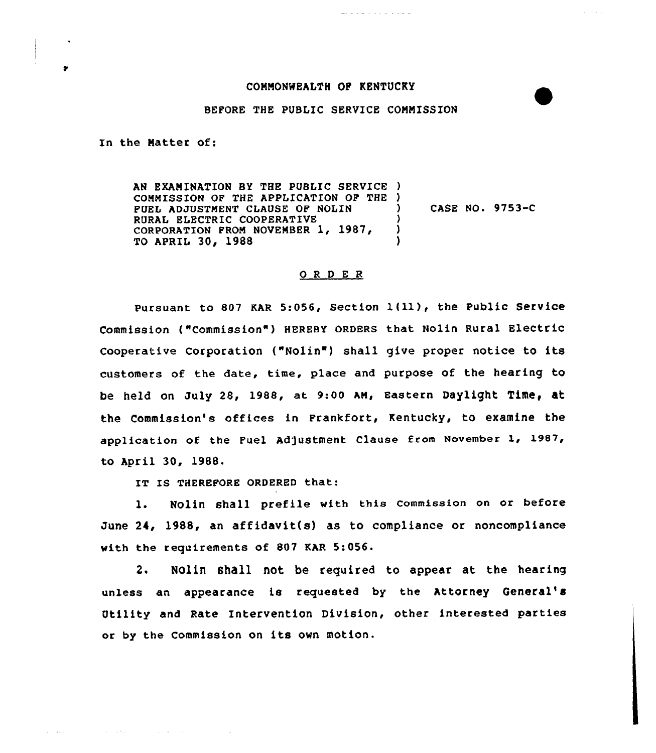COMMONWEALTH OF KENTUCKY

BEFORE THE PUBLIC SERVICE COMMISSION

In the Matter of:

| | | |
|---|---|---|
| AN EXAMINATION BY THE PUBLIC SERVICE COMMISSION OF THE APPLICATION OF THE FUEL ADJUSTMENT CLAUSE OF NOLIN RURAL ELECTRIC COOPERATIVE CORPORATION FROM NOVEMBER 1, 1987, TO APRIL 30, 1988 | ) | CASE NO. 9753-C |

O R D E R

Pursuant to 807 KAR 5:056, Section 1(11), the Public Service Commission ("Commission") HEREBY ORDERS that Nolin Rural Electric Cooperative Corporation ("Nolin") shall give proper notice to its customers of the date, time, place and purpose of the hearing to be held on July 28, 1988, at 9:00 AM, Eastern Daylight Time, at the Commission's offices in Frankfort, Kentucky, to examine the application of the Fuel Adjustment Clause from November 1, 1987, to April 30, 1988.

IT IS THEREFORE ORDERED that:

1. Nolin shall prefile with this Commission on or before June 24, 1988, an affidavit(s) as to compliance or noncompliance with the requirements of 807 KAR 5:056.

2. Nolin shall not be required to appear at the hearing unless an appearance is requested by the Attorney General's Utility and Rate Intervention Division, other interested parties or by the Commission on its own motion.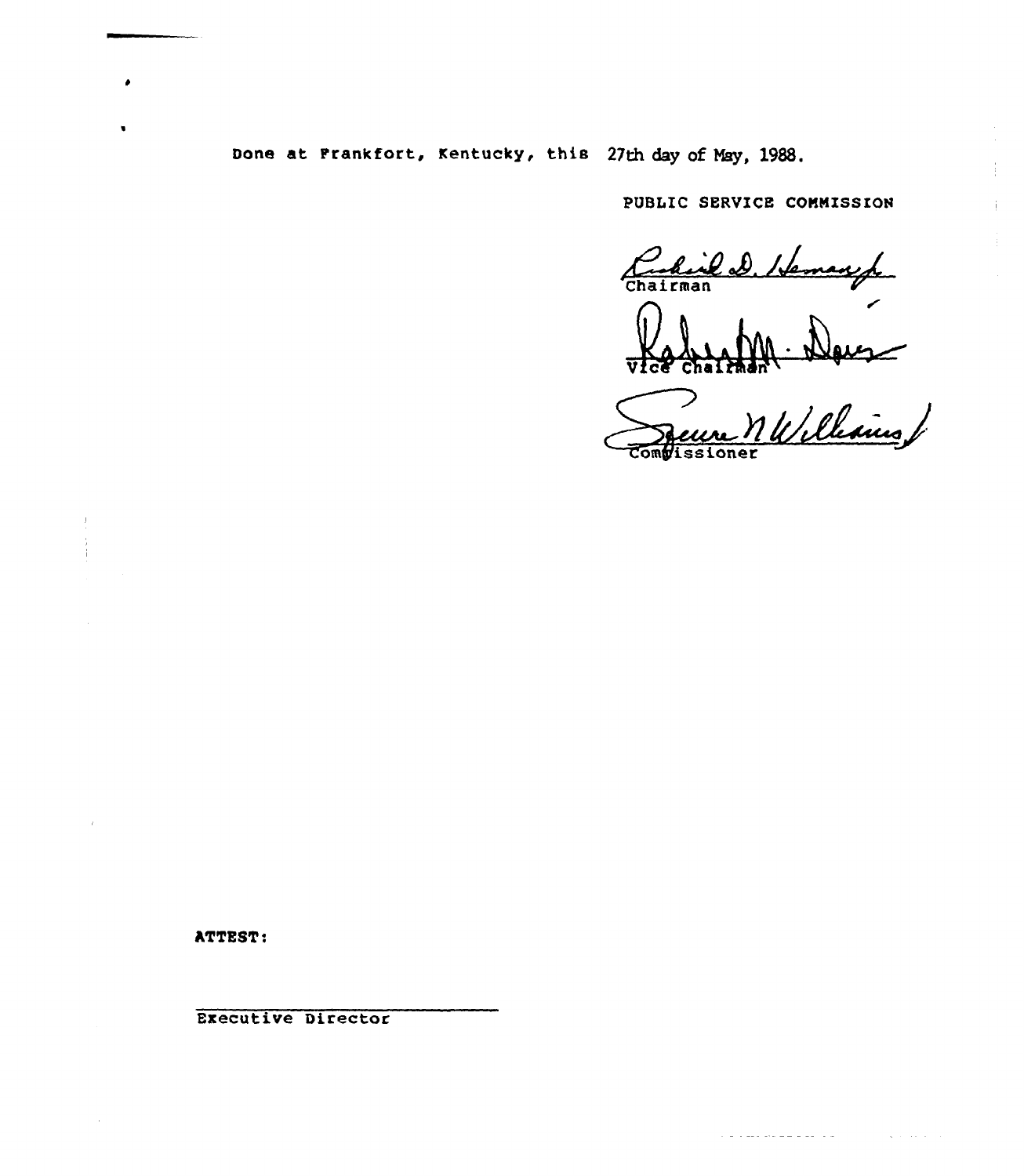Done at Frankfort, Kentucky, this 27th day of May, 1988.

PUBLIC SERVICE COMMISSION

Chairman

Vice Chairman

Commissioner

ATTEST:

Executive Director